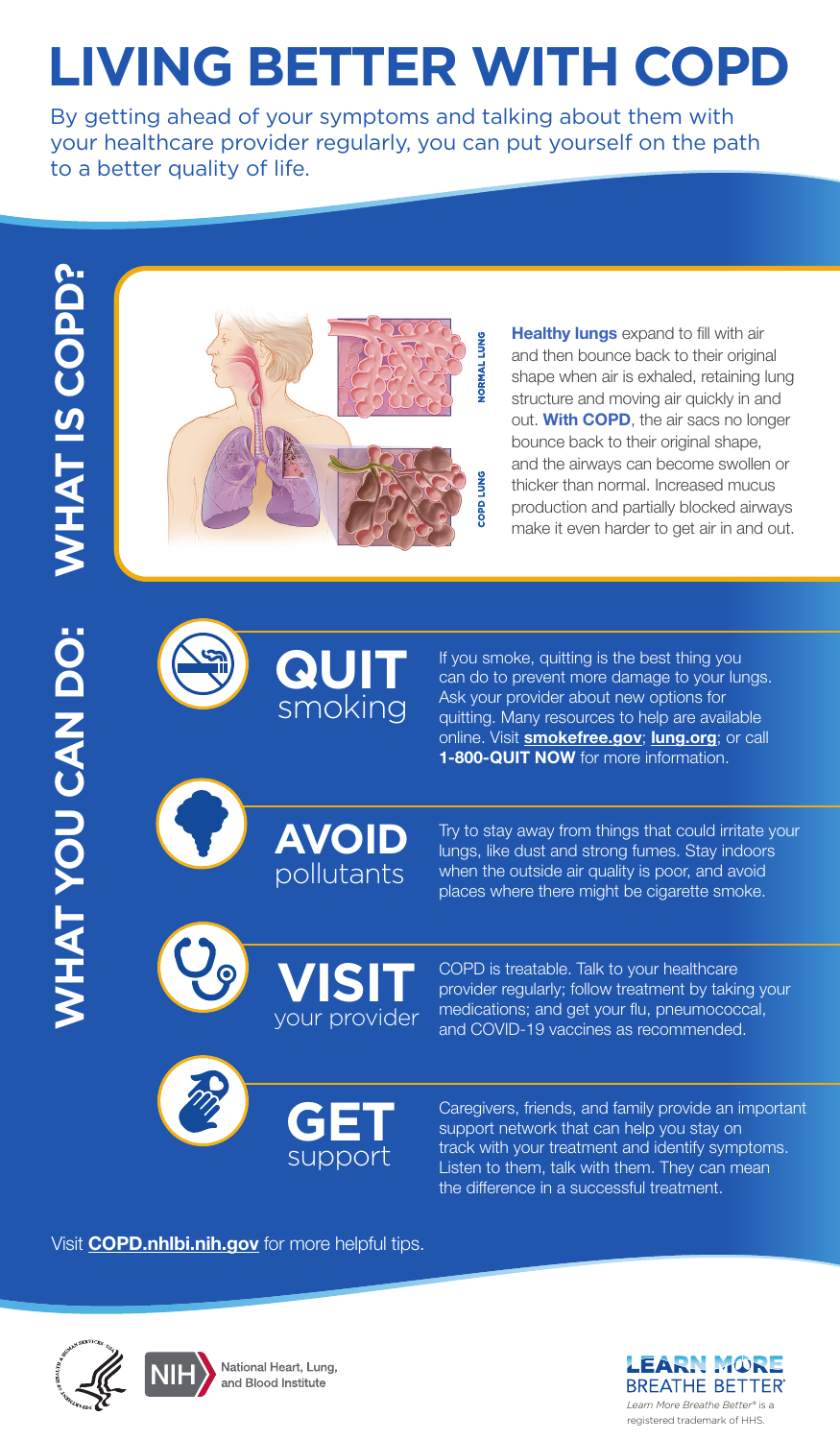# LIVING BETTER WITH COPD

By getting ahead of your symptoms and talking about them with your healthcare provider regularly, you can put yourself on the path to a better quality of life.

## WHAT IS COPD?

NORMAL LUNG

COPD LUNG

**Healthy lungs** expand to fill with air and then bounce back to their original shape when air is exhaled, retaining lung structure and moving air quickly in and out. **With COPD**, the air sacs no longer bounce back to their original shape, and the airways can become swollen or thicker than normal. Increased mucus production and partially blocked airways make it even harder to get air in and out.

## WHAT YOU CAN DO:

### QUIT smoking

If you smoke, quitting is the best thing you can do to prevent more damage to your lungs. Ask your provider about new options for quitting. Many resources to help are available online. Visit **smokefree.gov**; **lung.org**; or call **1-800-QUIT NOW** for more information.

### AVOID pollutants

Try to stay away from things that could irritate your lungs, like dust and strong fumes. Stay indoors when the outside air quality is poor, and avoid places where there might be cigarette smoke.

### VISIT your provider

COPD is treatable. Talk to your healthcare provider regularly; follow treatment by taking your medications; and get your flu, pneumococcal, and COVID-19 vaccines as recommended.

### GET support

Caregivers, friends, and family provide an important support network that can help you stay on track with your treatment and identify symptoms. Listen to them, talk with them. They can mean the difference in a successful treatment.

Visit **COPD.nhlbi.nih.gov** for more helpful tips.

NIH National Heart, Lung, and Blood Institute

LEARN MORE BREATHE BETTER®

*Learn More Breathe Better®* is a registered trademark of HHS.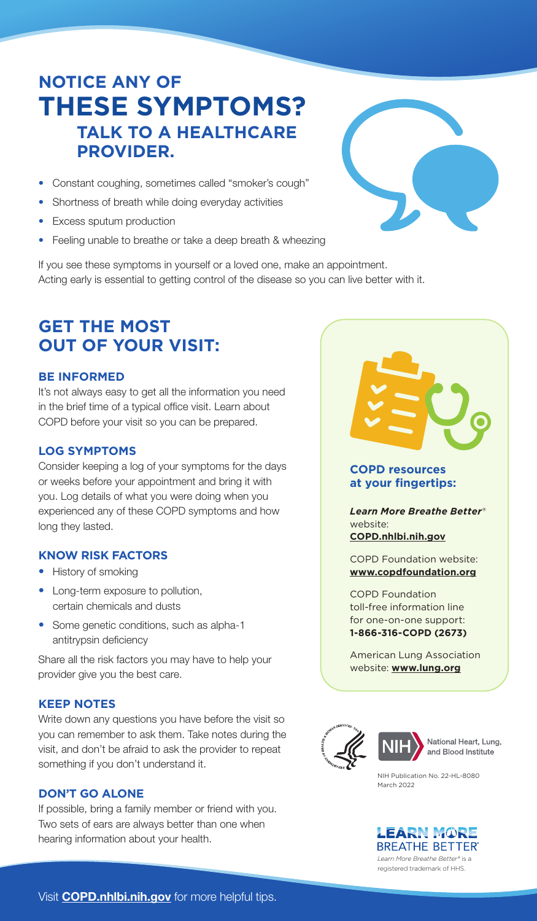# NOTICE ANY OF THESE SYMPTOMS? TALK TO A HEALTHCARE PROVIDER.

- Constant coughing, sometimes called "smoker's cough"
- Shortness of breath while doing everyday activities
- Excess sputum production
- Feeling unable to breathe or take a deep breath & wheezing

If you see these symptoms in yourself or a loved one, make an appointment. Acting early is essential to getting control of the disease so you can live better with it.

## GET THE MOST OUT OF YOUR VISIT:

### BE INFORMED

It's not always easy to get all the information you need in the brief time of a typical office visit. Learn about COPD before your visit so you can be prepared.

### LOG SYMPTOMS

Consider keeping a log of your symptoms for the days or weeks before your appointment and bring it with you. Log details of what you were doing when you experienced any of these COPD symptoms and how long they lasted.

### KNOW RISK FACTORS

- History of smoking
- Long-term exposure to pollution, certain chemicals and dusts
- Some genetic conditions, such as alpha-1 antitrypsin deficiency

Share all the risk factors you may have to help your provider give you the best care.

### KEEP NOTES

Write down any questions you have before the visit so you can remember to ask them. Take notes during the visit, and don't be afraid to ask the provider to repeat something if you don't understand it.

### DON'T GO ALONE

If possible, bring a family member or friend with you. Two sets of ears are always better than one when hearing information about your health.

### COPD resources at your fingertips:

***Learn More Breathe Better***® website:
**COPD.nhlbi.nih.gov**

COPD Foundation website:
**www.copdfoundation.org**

COPD Foundation toll-free information line for one-on-one support:
**1-866-316-COPD (2673)**

American Lung Association website: **www.lung.org**

NIH National Heart, Lung, and Blood Institute

NIH Publication No. 22-HL-8080
March 2022

LEARN MORE BREATHE BETTER®

*Learn More Breathe Better*® is a registered trademark of HHS.

Visit **COPD.nhlbi.nih.gov** for more helpful tips.